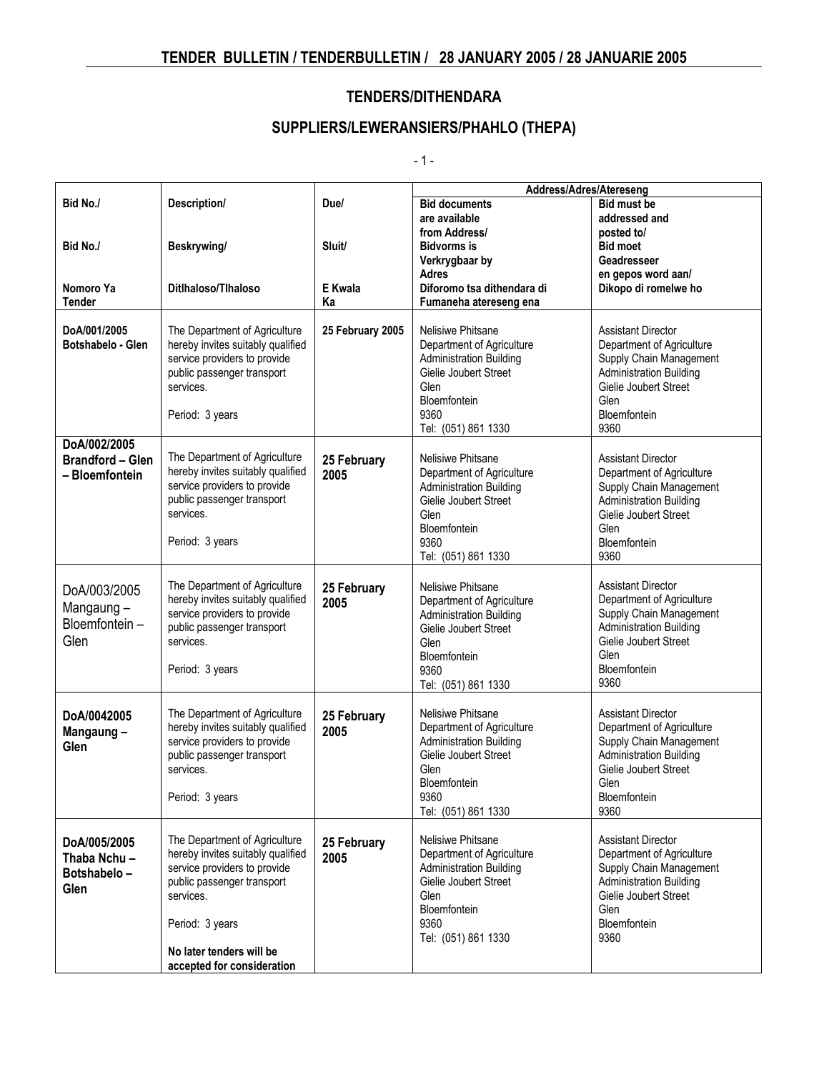# TENDER BULLETIN / TENDERBULLETIN / 28 JANUARY 2005 / 28 JANUARIE 2005

## TENDERS/DITHENDARA

## SUPPLIERS/LEWERANSIERS/PHAHLO (THEPA)

| Bid No./ Bid No./ Nomoro Ya Tender | Description/ Beskrywing/ Ditlhaloso/Tlhaloso | Due/ Sluit/ E Kwala Ka | Address/Adres/Atereseng | |
|---|---|---|---|---|
| | | | **Bid documents are available from Address/ Bidvorms is Verkrygbaar by Adres Diforomo tsa dithendara di Fumaneha atereseng ena** | **Bid must be addressed and posted to/ Bid moet Geadresseer en gepos word aan/ Dikopo di romelwe ho** |
| **DoA/001/2005 Botshabelo - Glen** | The Department of Agriculture hereby invites suitably qualified service providers to provide public passenger transport services.<br><br>Period: 3 years | **25 February 2005** | Nelisiwe Phitsane<br>Department of Agriculture<br>Administration Building<br>Gielie Joubert Street<br>Glen<br>Bloemfontein<br>9360<br>Tel: (051) 861 1330 | Assistant Director<br>Department of Agriculture<br>Supply Chain Management<br>Administration Building<br>Gielie Joubert Street<br>Glen<br>Bloemfontein<br>9360 |
| **DoA/002/2005 Brandford – Glen – Bloemfontein** | The Department of Agriculture hereby invites suitably qualified service providers to provide public passenger transport services.<br><br>Period: 3 years | **25 February 2005** | Nelisiwe Phitsane<br>Department of Agriculture<br>Administration Building<br>Gielie Joubert Street<br>Glen<br>Bloemfontein<br>9360<br>Tel: (051) 861 1330 | Assistant Director<br>Department of Agriculture<br>Supply Chain Management<br>Administration Building<br>Gielie Joubert Street<br>Glen<br>Bloemfontein<br>9360 |
| DoA/003/2005 Mangaung – Bloemfontein – Glen | The Department of Agriculture hereby invites suitably qualified service providers to provide public passenger transport services.<br><br>Period: 3 years | **25 February 2005** | Nelisiwe Phitsane<br>Department of Agriculture<br>Administration Building<br>Gielie Joubert Street<br>Glen<br>Bloemfontein<br>9360<br>Tel: (051) 861 1330 | Assistant Director<br>Department of Agriculture<br>Supply Chain Management<br>Administration Building<br>Gielie Joubert Street<br>Glen<br>Bloemfontein<br>9360 |
| **DoA/0042005 Mangaung – Glen** | The Department of Agriculture hereby invites suitably qualified service providers to provide public passenger transport services.<br><br>Period: 3 years | **25 February 2005** | Nelisiwe Phitsane<br>Department of Agriculture<br>Administration Building<br>Gielie Joubert Street<br>Glen<br>Bloemfontein<br>9360<br>Tel: (051) 861 1330 | Assistant Director<br>Department of Agriculture<br>Supply Chain Management<br>Administration Building<br>Gielie Joubert Street<br>Glen<br>Bloemfontein<br>9360 |
| **DoA/005/2005 Thaba Nchu – Botshabelo – Glen** | The Department of Agriculture hereby invites suitably qualified service providers to provide public passenger transport services.<br><br>Period: 3 years<br><br>**No later tenders will be accepted for consideration** | **25 February 2005** | Nelisiwe Phitsane<br>Department of Agriculture<br>Administration Building<br>Gielie Joubert Street<br>Glen<br>Bloemfontein<br>9360<br>Tel: (051) 861 1330 | Assistant Director<br>Department of Agriculture<br>Supply Chain Management<br>Administration Building<br>Gielie Joubert Street<br>Glen<br>Bloemfontein<br>9360 |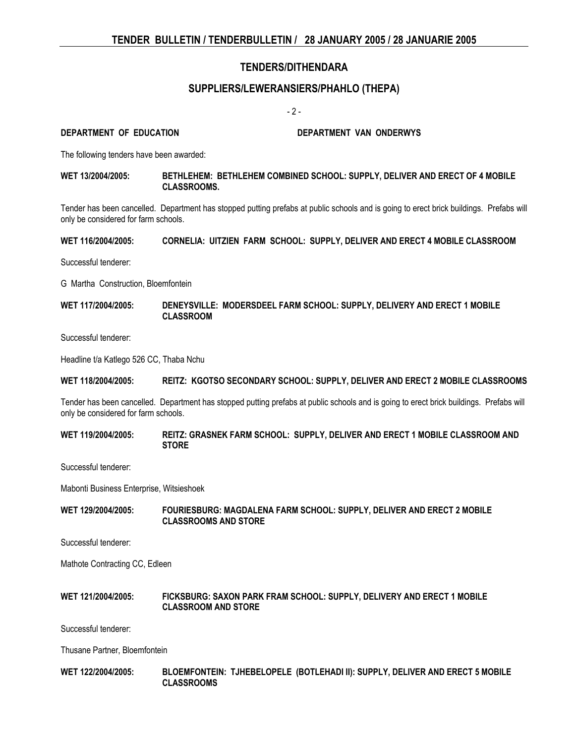## TENDERS/DITHENDARA

## SUPPLIERS/LEWERANSIERS/PHAHLO (THEPA)

- 2 -

**DEPARTMENT OF EDUCATION** **DEPARTMENT VAN ONDERWYS**

The following tenders have been awarded:

**WET 13/2004/2005: BETHLEHEM: BETHLEHEM COMBINED SCHOOL: SUPPLY, DELIVER AND ERECT OF 4 MOBILE CLASSROOMS.**

Tender has been cancelled. Department has stopped putting prefabs at public schools and is going to erect brick buildings. Prefabs will only be considered for farm schools.

**WET 116/2004/2005: CORNELIA: UITZIEN FARM SCHOOL: SUPPLY, DELIVER AND ERECT 4 MOBILE CLASSROOM**

Successful tenderer:

G Martha Construction, Bloemfontein

**WET 117/2004/2005: DENEYSVILLE: MODERSDEEL FARM SCHOOL: SUPPLY, DELIVERY AND ERECT 1 MOBILE CLASSROOM**

Successful tenderer:

Headline t/a Katlego 526 CC, Thaba Nchu

**WET 118/2004/2005: REITZ: KGOTSO SECONDARY SCHOOL: SUPPLY, DELIVER AND ERECT 2 MOBILE CLASSROOMS**

Tender has been cancelled. Department has stopped putting prefabs at public schools and is going to erect brick buildings. Prefabs will only be considered for farm schools.

**WET 119/2004/2005: REITZ: GRASNEK FARM SCHOOL: SUPPLY, DELIVER AND ERECT 1 MOBILE CLASSROOM AND STORE**

Successful tenderer:

Mabonti Business Enterprise, Witsieshoek

**WET 129/2004/2005: FOURIESBURG: MAGDALENA FARM SCHOOL: SUPPLY, DELIVER AND ERECT 2 MOBILE CLASSROOMS AND STORE**

Successful tenderer:

Mathote Contracting CC, Edleen

**WET 121/2004/2005: FICKSBURG: SAXON PARK FRAM SCHOOL: SUPPLY, DELIVERY AND ERECT 1 MOBILE CLASSROOM AND STORE**

Successful tenderer:

Thusane Partner, Bloemfontein

**WET 122/2004/2005: BLOEMFONTEIN: TJHEBELOPELE (BOTLEHADI II): SUPPLY, DELIVER AND ERECT 5 MOBILE CLASSROOMS**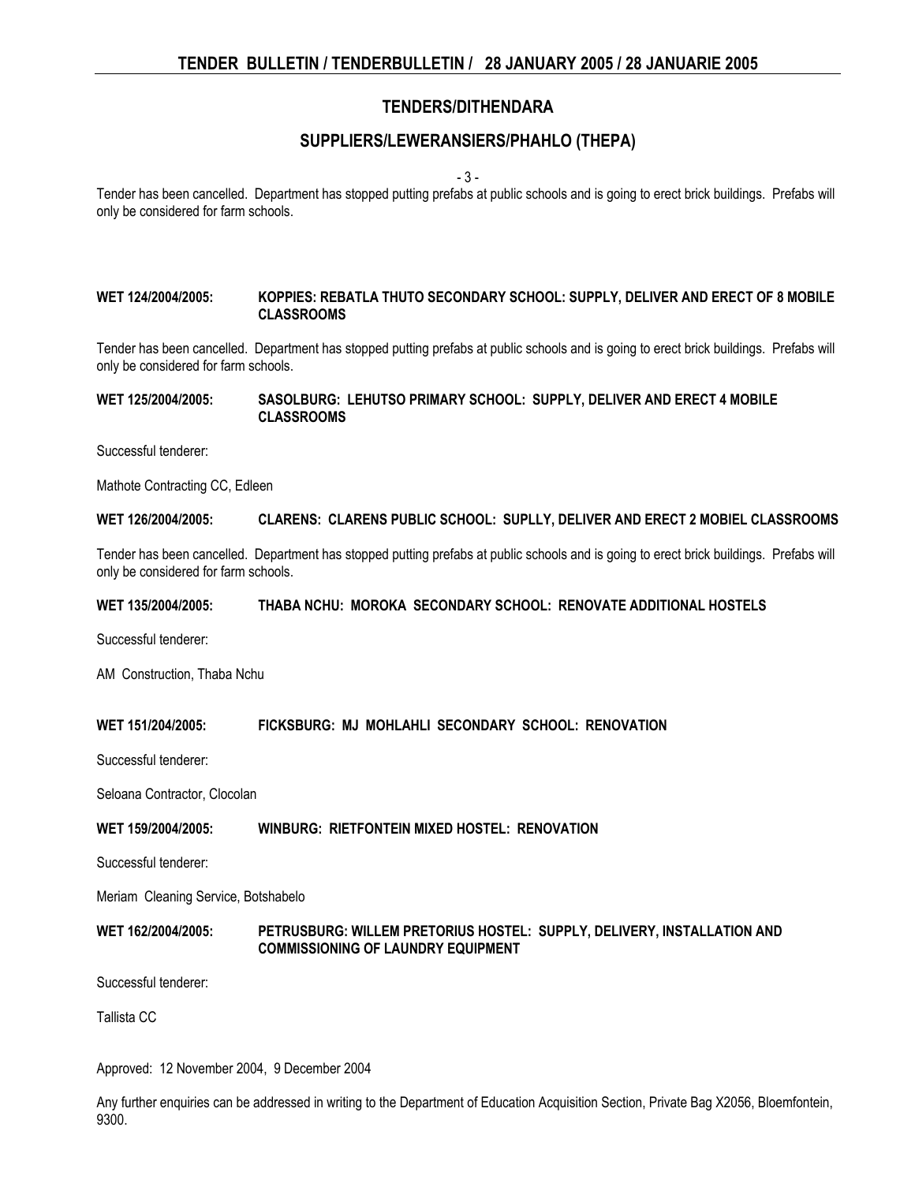## TENDERS/DITHENDARA

## SUPPLIERS/LEWERANSIERS/PHAHLO (THEPA)

Tender has been cancelled. Department has stopped putting prefabs at public schools and is going to erect brick buildings. Prefabs will only be considered for farm schools.

**WET 124/2004/2005: KOPPIES: REBATLA THUTO SECONDARY SCHOOL: SUPPLY, DELIVER AND ERECT OF 8 MOBILE CLASSROOMS**

Tender has been cancelled. Department has stopped putting prefabs at public schools and is going to erect brick buildings. Prefabs will only be considered for farm schools.

**WET 125/2004/2005: SASOLBURG: LEHUTSO PRIMARY SCHOOL: SUPPLY, DELIVER AND ERECT 4 MOBILE CLASSROOMS**

Successful tenderer:

Mathote Contracting CC, Edleen

**WET 126/2004/2005: CLARENS: CLARENS PUBLIC SCHOOL: SUPLLY, DELIVER AND ERECT 2 MOBIEL CLASSROOMS**

Tender has been cancelled. Department has stopped putting prefabs at public schools and is going to erect brick buildings. Prefabs will only be considered for farm schools.

**WET 135/2004/2005: THABA NCHU: MOROKA SECONDARY SCHOOL: RENOVATE ADDITIONAL HOSTELS**

Successful tenderer:

AM Construction, Thaba Nchu

**WET 151/204/2005: FICKSBURG: MJ MOHLAHLI SECONDARY SCHOOL: RENOVATION**

Successful tenderer:

Seloana Contractor, Clocolan

**WET 159/2004/2005: WINBURG: RIETFONTEIN MIXED HOSTEL: RENOVATION**

Successful tenderer:

Meriam Cleaning Service, Botshabelo

**WET 162/2004/2005: PETRUSBURG: WILLEM PRETORIUS HOSTEL: SUPPLY, DELIVERY, INSTALLATION AND COMMISSIONING OF LAUNDRY EQUIPMENT**

Successful tenderer:

Tallista CC

Approved: 12 November 2004, 9 December 2004

Any further enquiries can be addressed in writing to the Department of Education Acquisition Section, Private Bag X2056, Bloemfontein, 9300.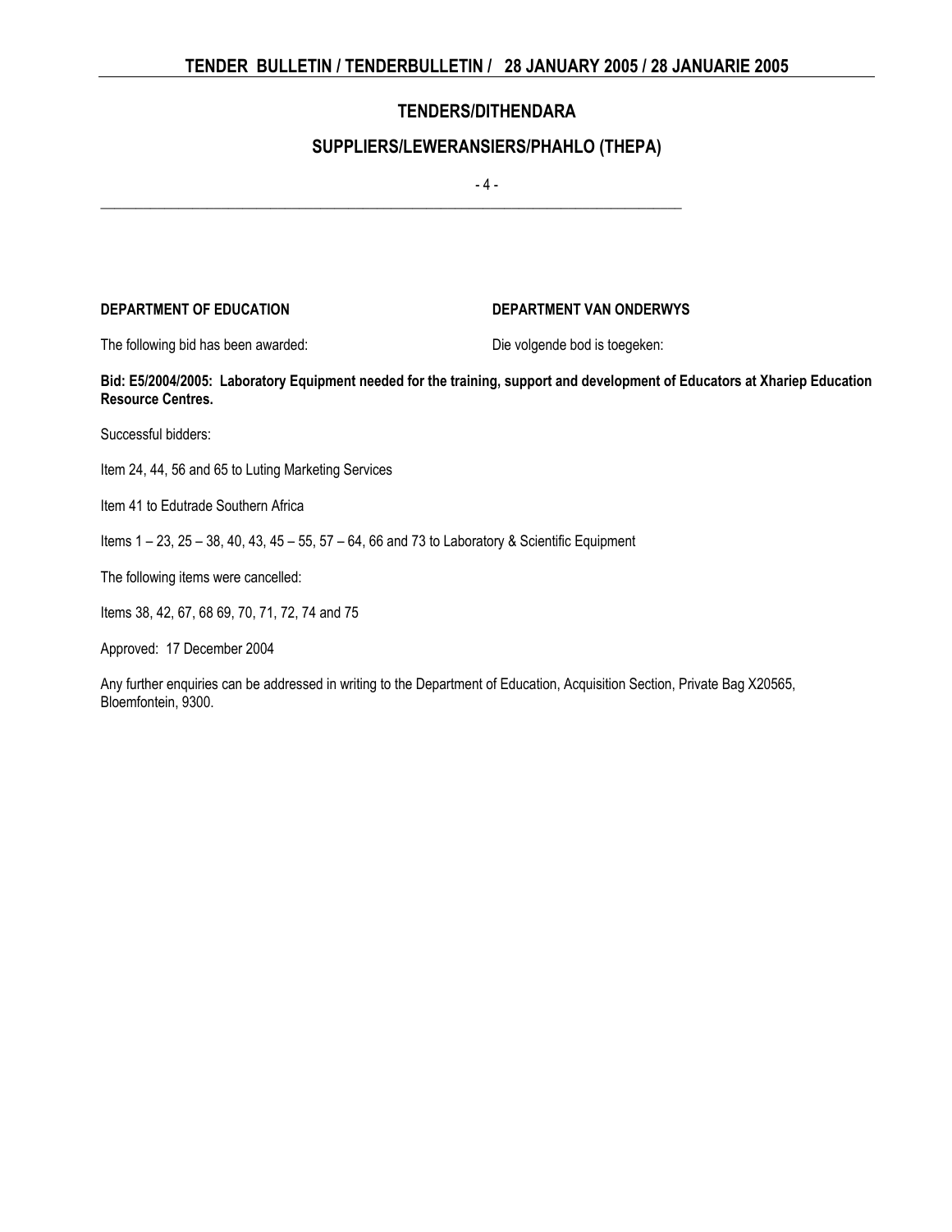## TENDERS/DITHENDARA

## SUPPLIERS/LEWERANSIERS/PHAHLO (THEPA)

**DEPARTMENT OF EDUCATION** **DEPARTMENT VAN ONDERWYS**

The following bid has been awarded: Die volgende bod is toegeken:

**Bid: E5/2004/2005: Laboratory Equipment needed for the training, support and development of Educators at Xhariep Education Resource Centres.**

Successful bidders:

Item 24, 44, 56 and 65 to Luting Marketing Services

Item 41 to Edutrade Southern Africa

Items 1 – 23, 25 – 38, 40, 43, 45 – 55, 57 – 64, 66 and 73 to Laboratory & Scientific Equipment

The following items were cancelled:

Items 38, 42, 67, 68 69, 70, 71, 72, 74 and 75

Approved: 17 December 2004

Any further enquiries can be addressed in writing to the Department of Education, Acquisition Section, Private Bag X20565, Bloemfontein, 9300.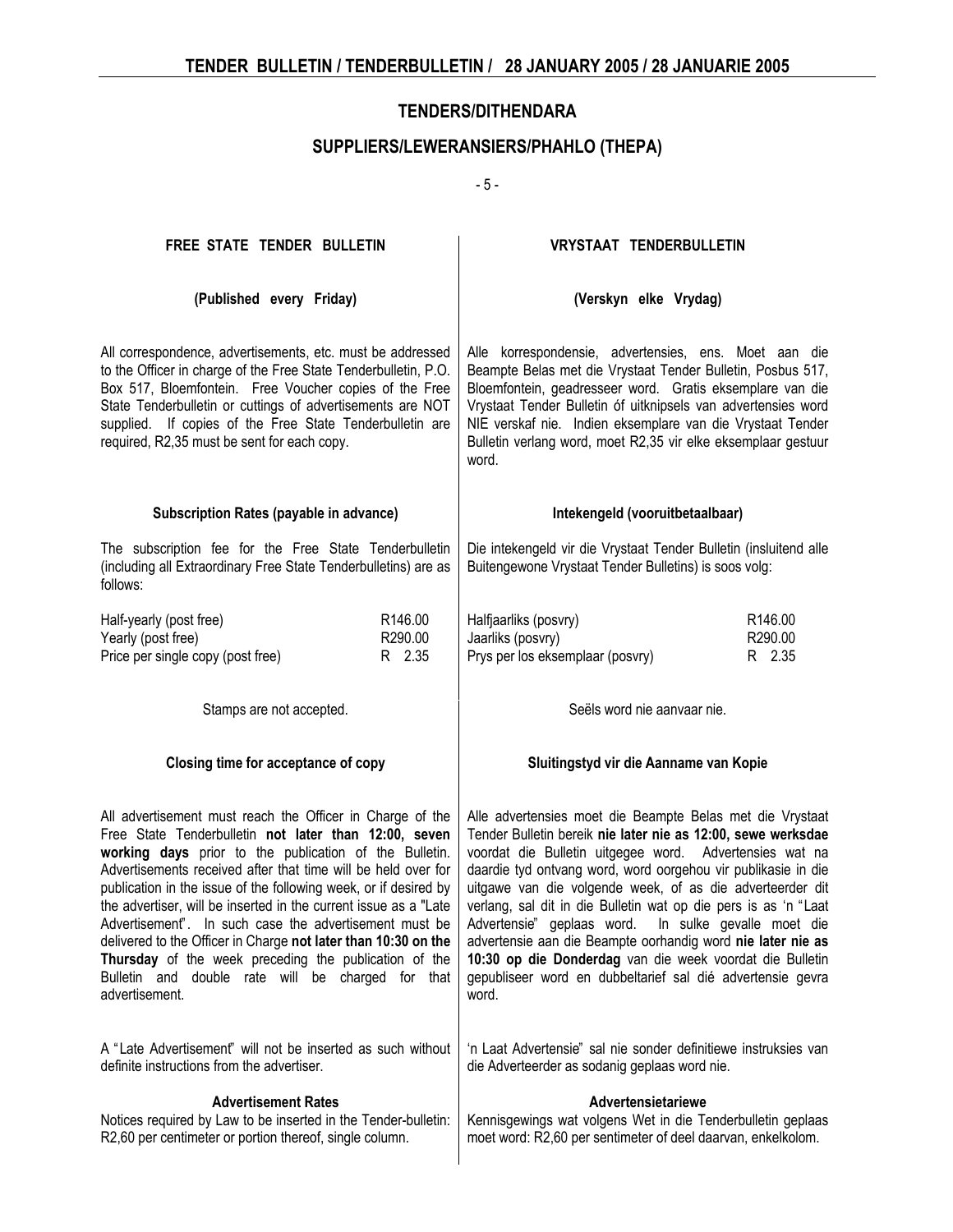## TENDERS/DITHENDARA

## SUPPLIERS/LEWERANSIERS/PHAHLO (THEPA)

### FREE STATE TENDER BULLETIN

**(Published every Friday)**

All correspondence, advertisements, etc. must be addressed to the Officer in charge of the Free State Tenderbulletin, P.O. Box 517, Bloemfontein. Free Voucher copies of the Free State Tenderbulletin or cuttings of advertisements are NOT supplied. If copies of the Free State Tenderbulletin are required, R2,35 must be sent for each copy.

**Subscription Rates (payable in advance)**

The subscription fee for the Free State Tenderbulletin (including all Extraordinary Free State Tenderbulletins) are as follows:

| | |
|---|---|
| Half-yearly (post free) | R146.00 |
| Yearly (post free) | R290.00 |
| Price per single copy (post free) | R 2.35 |

Stamps are not accepted.

**Closing time for acceptance of copy**

All advertisement must reach the Officer in Charge of the Free State Tenderbulletin **not later than 12:00, seven working days** prior to the publication of the Bulletin. Advertisements received after that time will be held over for publication in the issue of the following week, or if desired by the advertiser, will be inserted in the current issue as a "Late Advertisement". In such case the advertisement must be delivered to the Officer in Charge **not later than 10:30 on the Thursday** of the week preceding the publication of the Bulletin and double rate will be charged for that advertisement.

A "Late Advertisement" will not be inserted as such without definite instructions from the advertiser.

**Advertisement Rates**

Notices required by Law to be inserted in the Tender-bulletin: R2,60 per centimeter or portion thereof, single column.

### VRYSTAAT TENDERBULLETIN

**(Verskyn elke Vrydag)**

Alle korrespondensie, advertensies, ens. Moet aan die Beampte Belas met die Vrystaat Tender Bulletin, Posbus 517, Bloemfontein, geadresseer word. Gratis eksemplare van die Vrystaat Tender Bulletin óf uitknipsels van advertensies word NIE verskaf nie. Indien eksemplare van die Vrystaat Tender Bulletin verlang word, moet R2,35 vir elke eksemplaar gestuur word.

**Intekengeld (vooruitbetaalbaar)**

Die intekengeld vir die Vrystaat Tender Bulletin (insluitend alle Buitengewone Vrystaat Tender Bulletins) is soos volg:

| | |
|---|---|
| Halfjaarliks (posvry) | R146.00 |
| Jaarliks (posvry) | R290.00 |
| Prys per los eksemplaar (posvry) | R 2.35 |

Seëls word nie aanvaar nie.

**Sluitingstyd vir die Aanname van Kopie**

Alle advertensies moet die Beampte Belas met die Vrystaat Tender Bulletin bereik **nie later nie as 12:00, sewe werksdae** voordat die Bulletin uitgegee word. Advertensies wat na daardie tyd ontvang word, word oorgehou vir publikasie in die uitgawe van die volgende week, of as die adverteerder dit verlang, sal dit in die Bulletin wat op die pers is as 'n "Laat Advertensie" geplaas word. In sulke gevalle moet die advertensie aan die Beampte oorhandig word **nie later nie as 10:30 op die Donderdag** van die week voordat die Bulletin gepubliseer word en dubbeltarief sal dié advertensie gevra word.

'n Laat Advertensie" sal nie sonder definitiewe instruksies van die Adverteerder as sodanig geplaas word nie.

**Advertensietariewe**

Kennisgewings wat volgens Wet in die Tenderbulletin geplaas moet word: R2,60 per sentimeter of deel daarvan, enkelkolom.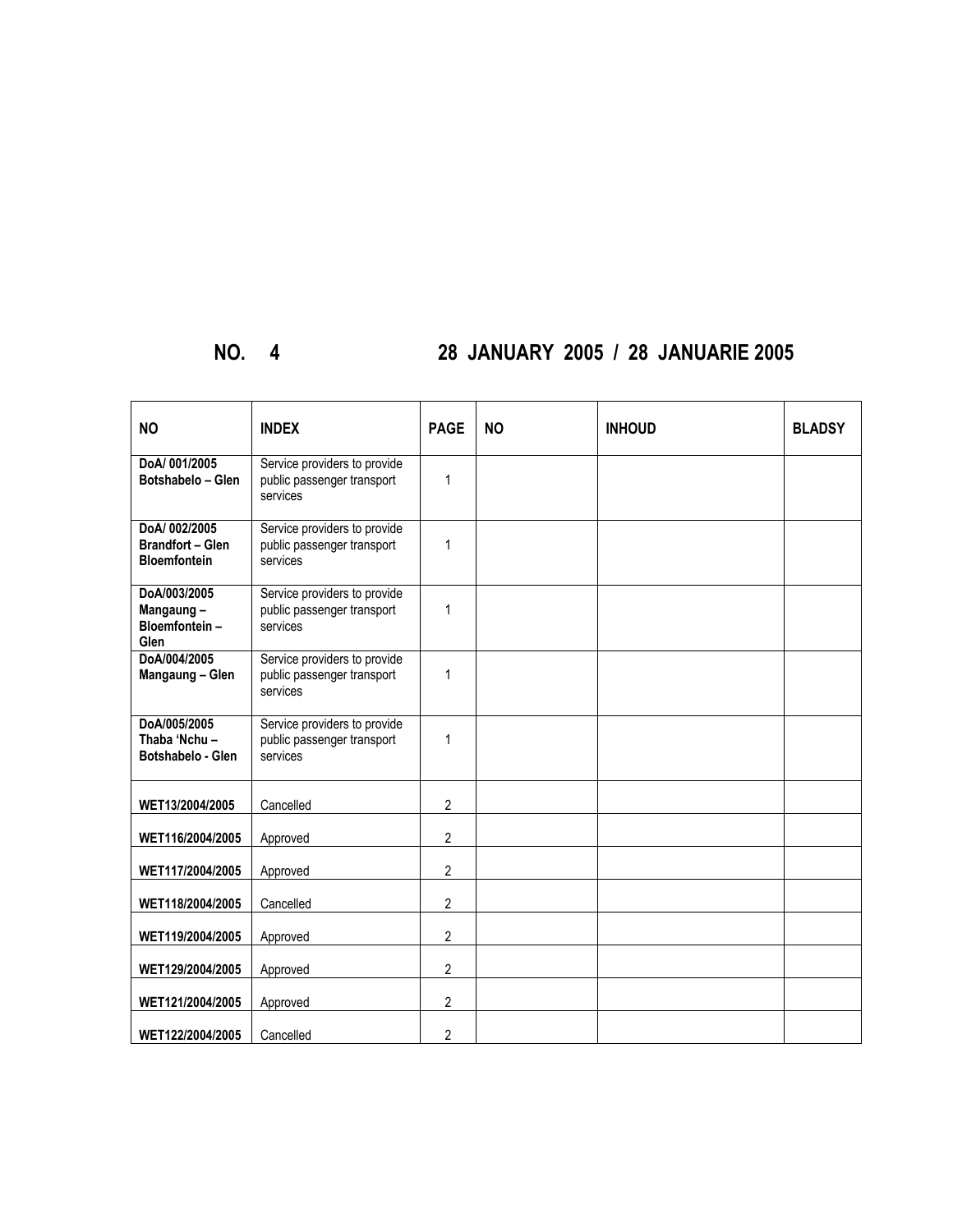## NO. 4 28 JANUARY 2005 / 28 JANUARIE 2005

| NO | INDEX | PAGE | NO | INHOUD | BLADSY |
|---|---|---|---|---|---|
| **DoA/ 001/2005 Botshabelo – Glen** | Service providers to provide public passenger transport services | 1 | | | |
| **DoA/ 002/2005 Brandfort – Glen Bloemfontein** | Service providers to provide public passenger transport services | 1 | | | |
| **DoA/003/2005 Mangaung – Bloemfontein – Glen** | Service providers to provide public passenger transport services | 1 | | | |
| **DoA/004/2005 Mangaung – Glen** | Service providers to provide public passenger transport services | 1 | | | |
| **DoA/005/2005 Thaba 'Nchu – Botshabelo - Glen** | Service providers to provide public passenger transport services | 1 | | | |
| **WET13/2004/2005** | Cancelled | 2 | | | |
| **WET116/2004/2005** | Approved | 2 | | | |
| **WET117/2004/2005** | Approved | 2 | | | |
| **WET118/2004/2005** | Cancelled | 2 | | | |
| **WET119/2004/2005** | Approved | 2 | | | |
| **WET129/2004/2005** | Approved | 2 | | | |
| **WET121/2004/2005** | Approved | 2 | | | |
| **WET122/2004/2005** | Cancelled | 2 | | | |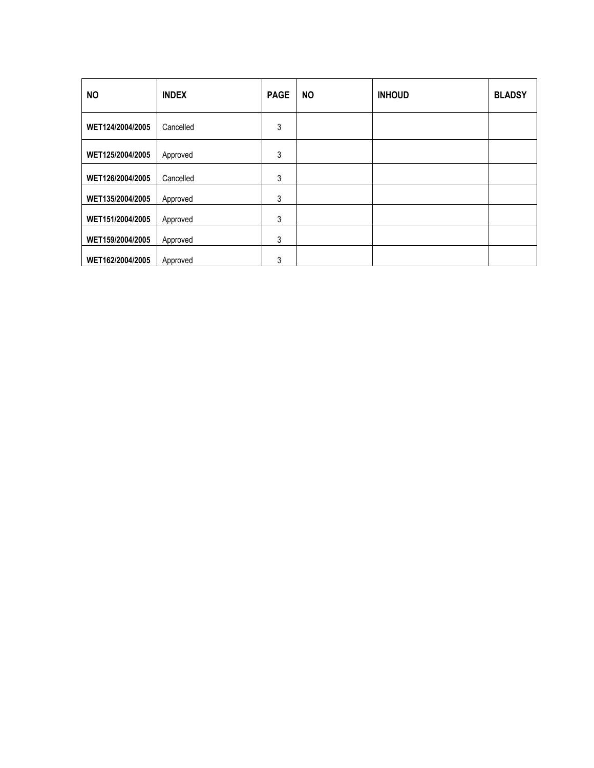| NO | INDEX | PAGE | NO | INHOUD | BLADSY |
|---|---|---|---|---|---|
| **WET124/2004/2005** | Cancelled | 3 | | | |
| **WET125/2004/2005** | Approved | 3 | | | |
| **WET126/2004/2005** | Cancelled | 3 | | | |
| **WET135/2004/2005** | Approved | 3 | | | |
| **WET151/2004/2005** | Approved | 3 | | | |
| **WET159/2004/2005** | Approved | 3 | | | |
| **WET162/2004/2005** | Approved | 3 | | | |